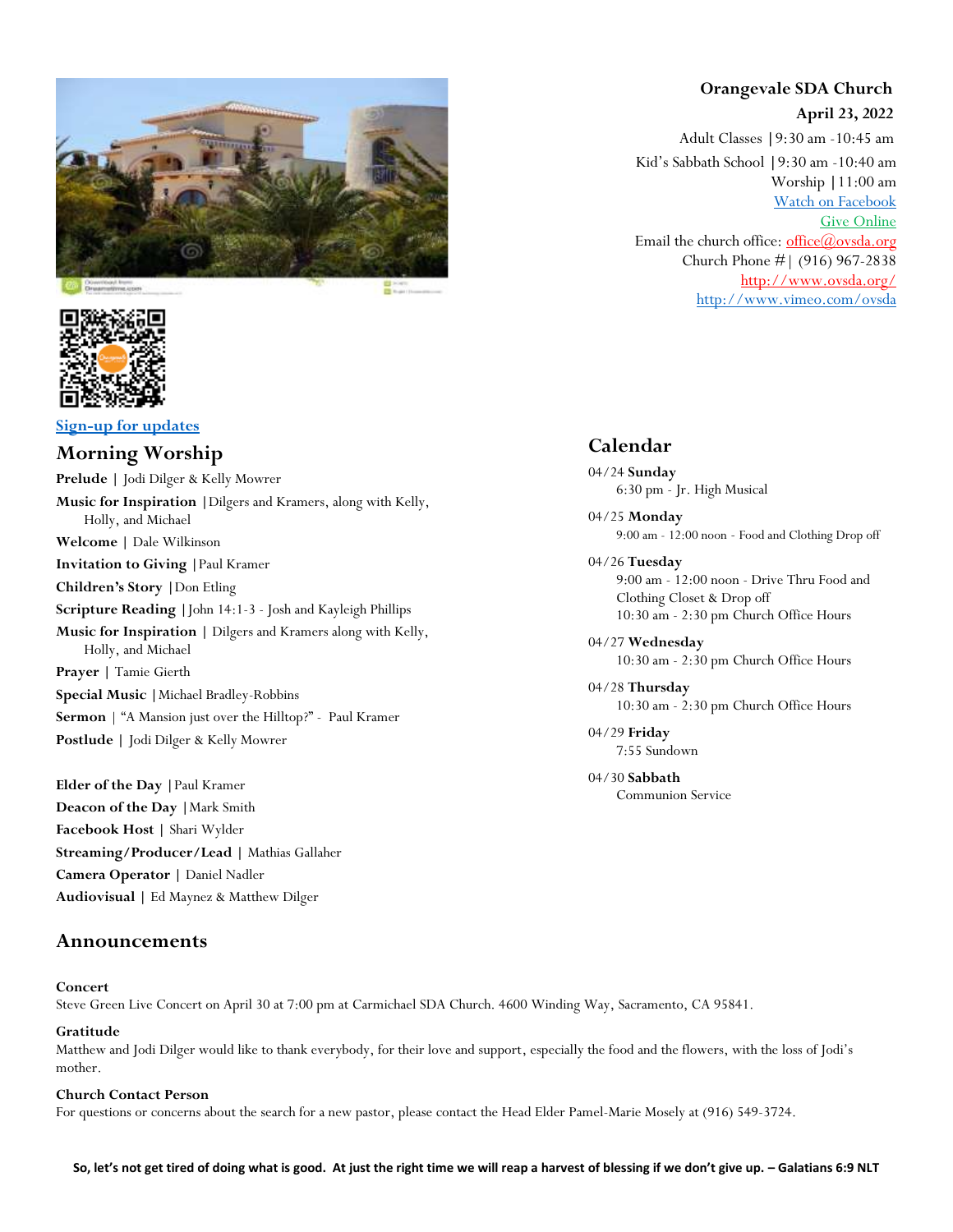**Orangevale SDA Church**

**April 23, 2022**

Adult Classes | 9:30 am -10:45 am

Kid's Sabbath School | 9:30 am -10:40 am

Worship | 11:00 am

Watch on Facebook

Give Online

Email the church office: office@ovsda.org

Church Phone #| (916) 967-2838

http://www.ovsda.org/

http://www.vimeo.com/ovsda

Sign-up for updates

## Morning Worship

**Prelude** | Jodi Dilger & Kelly Mowrer

**Music for Inspiration** | Dilgers and Kramers, along with Kelly, Holly, and Michael

**Welcome** | Dale Wilkinson

**Invitation to Giving** | Paul Kramer

**Children's Story** | Don Etling

**Scripture Reading** | John 14:1-3 - Josh and Kayleigh Phillips

**Music for Inspiration** | Dilgers and Kramers along with Kelly, Holly, and Michael

**Prayer** | Tamie Gierth

**Special Music** | Michael Bradley-Robbins

**Sermon** | "A Mansion just over the Hilltop?" - Paul Kramer

**Postlude** | Jodi Dilger & Kelly Mowrer

**Elder of the Day** | Paul Kramer

**Deacon of the Day** | Mark Smith

**Facebook Host** | Shari Wylder

**Streaming/Producer/Lead** | Mathias Gallaher

**Camera Operator** | Daniel Nadler

**Audiovisual** | Ed Maynez & Matthew Dilger

## Calendar

04/24 **Sunday**
6:30 pm - Jr. High Musical

04/25 **Monday**
9:00 am - 12:00 noon - Food and Clothing Drop off

04/26 **Tuesday**
9:00 am - 12:00 noon - Drive Thru Food and Clothing Closet & Drop off
10:30 am - 2:30 pm Church Office Hours

04/27 **Wednesday**
10:30 am - 2:30 pm Church Office Hours

04/28 **Thursday**
10:30 am - 2:30 pm Church Office Hours

04/29 **Friday**
7:55 Sundown

04/30 **Sabbath**
Communion Service

## Announcements

**Concert**
Steve Green Live Concert on April 30 at 7:00 pm at Carmichael SDA Church. 4600 Winding Way, Sacramento, CA 95841.

**Gratitude**
Matthew and Jodi Dilger would like to thank everybody, for their love and support, especially the food and the flowers, with the loss of Jodi's mother.

**Church Contact Person**
For questions or concerns about the search for a new pastor, please contact the Head Elder Pamel-Marie Mosely at (916) 549-3724.

**So, let's not get tired of doing what is good. At just the right time we will reap a harvest of blessing if we don't give up. – Galatians 6:9 NLT**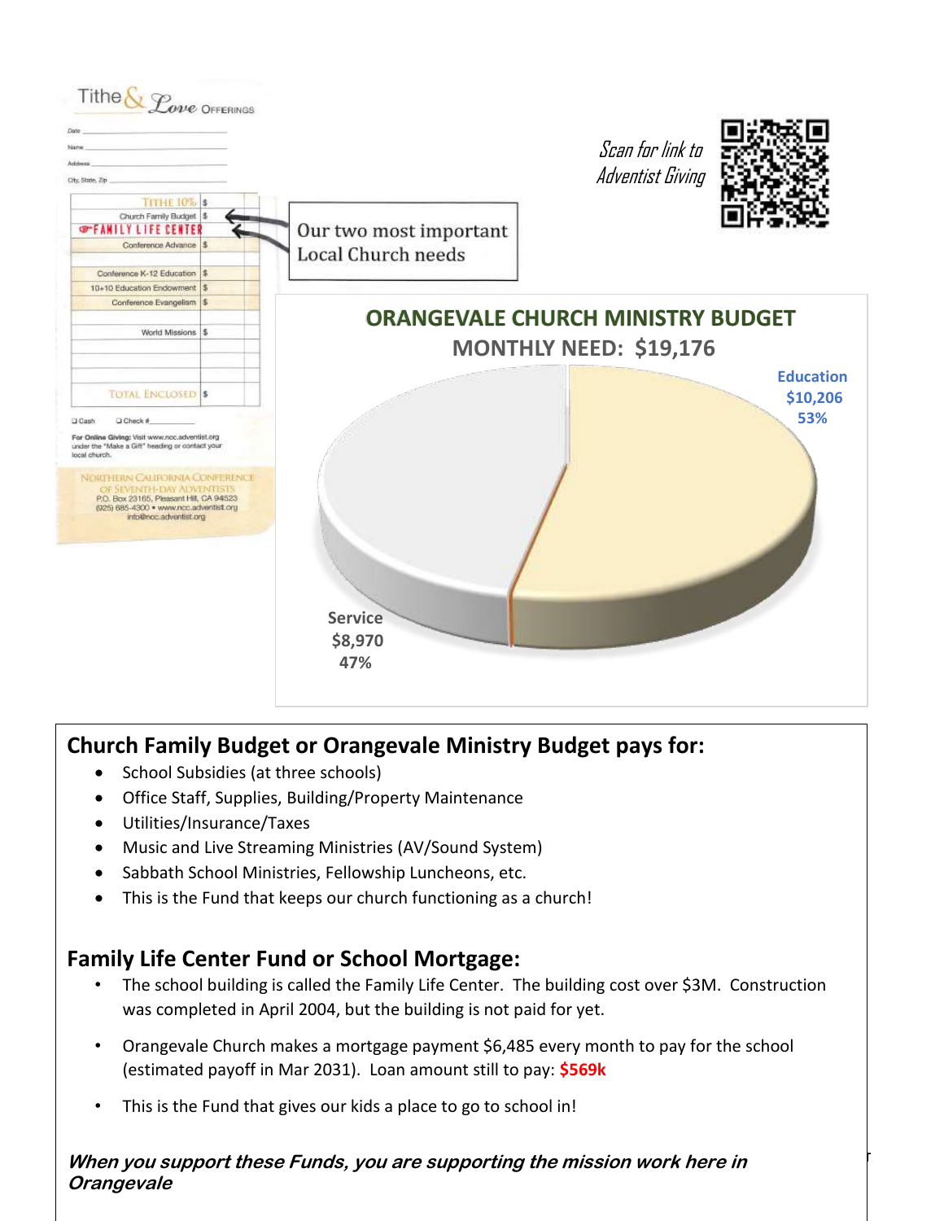Tithe & Love Offerings

Date
Name
Address
City, State, Zip

| | |
|---|---|
| TITHE 10% | $ |
| Church Family Budget | $ |
| FAMILY LIFE CENTER | |
| Conference Advance | $ |
| Conference K-12 Education | $ |
| 10+10 Education Endowment | $ |
| Conference Evangelism | $ |
| World Missions | $ |
| | |
| | |
| TOTAL ENCLOSED | $ |

☐ Cash ☐ Check #

For Online Giving: Visit www.ncc.adventist.org under the "Make a Gift" heading or contact your local church.

NORTHERN CALIFORNIA CONFERENCE OF SEVENTH-DAY ADVENTISTS
P.O. Box 23165, Pleasant Hill, CA 94523
(925) 685-4300 • www.ncc.adventist.org
info@ncc.adventist.org

Our two most important Local Church needs

Scan for link to Adventist Giving

**ORANGEVALE CHURCH MINISTRY BUDGET**

**MONTHLY NEED: $19,176**

Education
$10,206
53%

Service
$8,970
47%

## Church Family Budget or Orangevale Ministry Budget pays for:

- School Subsidies (at three schools)
- Office Staff, Supplies, Building/Property Maintenance
- Utilities/Insurance/Taxes
- Music and Live Streaming Ministries (AV/Sound System)
- Sabbath School Ministries, Fellowship Luncheons, etc.
- This is the Fund that keeps our church functioning as a church!

## Family Life Center Fund or School Mortgage:

- The school building is called the Family Life Center. The building cost over $3M. Construction was completed in April 2004, but the building is not paid for yet.
- Orangevale Church makes a mortgage payment $6,485 every month to pay for the school (estimated payoff in Mar 2031). Loan amount still to pay: **$569k**
- This is the Fund that gives our kids a place to go to school in!

***When you support these Funds, you are supporting the mission work here in Orangevale***